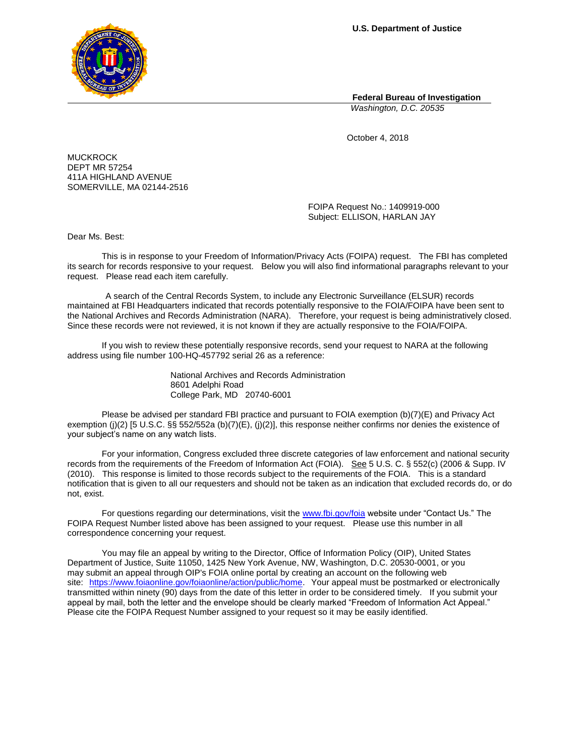**U.S. Department of Justice**

**Federal Bureau of Investigation**
*Washington, D.C. 20535*

October 4, 2018

MUCKROCK
DEPT MR 57254
411A HIGHLAND AVENUE
SOMERVILLE, MA 02144-2516

FOIPA Request No.: 1409919-000
Subject: ELLISON, HARLAN JAY

Dear Ms. Best:

This is in response to your Freedom of Information/Privacy Acts (FOIPA) request. The FBI has completed its search for records responsive to your request. Below you will also find informational paragraphs relevant to your request. Please read each item carefully.

A search of the Central Records System, to include any Electronic Surveillance (ELSUR) records maintained at FBI Headquarters indicated that records potentially responsive to the FOIA/FOIPA have been sent to the National Archives and Records Administration (NARA). Therefore, your request is being administratively closed. Since these records were not reviewed, it is not known if they are actually responsive to the FOIA/FOIPA.

If you wish to review these potentially responsive records, send your request to NARA at the following address using file number 100-HQ-457792 serial 26 as a reference:

National Archives and Records Administration
8601 Adelphi Road
College Park, MD 20740-6001

Please be advised per standard FBI practice and pursuant to FOIA exemption (b)(7)(E) and Privacy Act exemption (j)(2) [5 U.S.C. §§ 552/552a (b)(7)(E), (j)(2)], this response neither confirms nor denies the existence of your subject's name on any watch lists.

For your information, Congress excluded three discrete categories of law enforcement and national security records from the requirements of the Freedom of Information Act (FOIA). See 5 U.S. C. § 552(c) (2006 & Supp. IV (2010). This response is limited to those records subject to the requirements of the FOIA. This is a standard notification that is given to all our requesters and should not be taken as an indication that excluded records do, or do not, exist.

For questions regarding our determinations, visit the www.fbi.gov/foia website under "Contact Us." The FOIPA Request Number listed above has been assigned to your request. Please use this number in all correspondence concerning your request.

You may file an appeal by writing to the Director, Office of Information Policy (OIP), United States Department of Justice, Suite 11050, 1425 New York Avenue, NW, Washington, D.C. 20530-0001, or you may submit an appeal through OIP's FOIA online portal by creating an account on the following web site: https://www.foiaonline.gov/foiaonline/action/public/home. Your appeal must be postmarked or electronically transmitted within ninety (90) days from the date of this letter in order to be considered timely. If you submit your appeal by mail, both the letter and the envelope should be clearly marked "Freedom of Information Act Appeal." Please cite the FOIPA Request Number assigned to your request so it may be easily identified.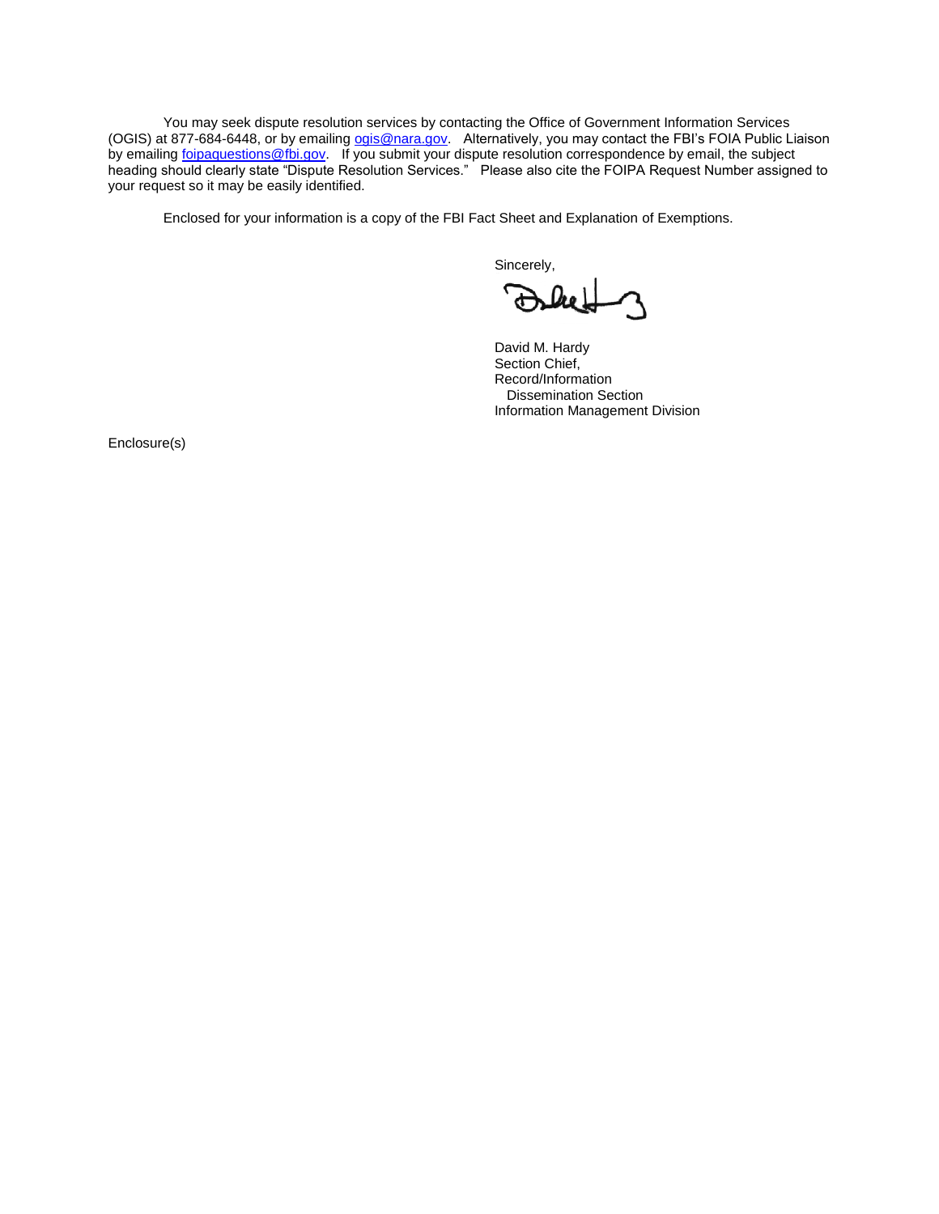You may seek dispute resolution services by contacting the Office of Government Information Services (OGIS) at 877-684-6448, or by emailing ogis@nara.gov. Alternatively, you may contact the FBI's FOIA Public Liaison by emailing foipaquestions@fbi.gov. If you submit your dispute resolution correspondence by email, the subject heading should clearly state "Dispute Resolution Services." Please also cite the FOIPA Request Number assigned to your request so it may be easily identified.

Enclosed for your information is a copy of the FBI Fact Sheet and Explanation of Exemptions.

Sincerely,

David M. Hardy
Section Chief,
Record/Information
Dissemination Section
Information Management Division

Enclosure(s)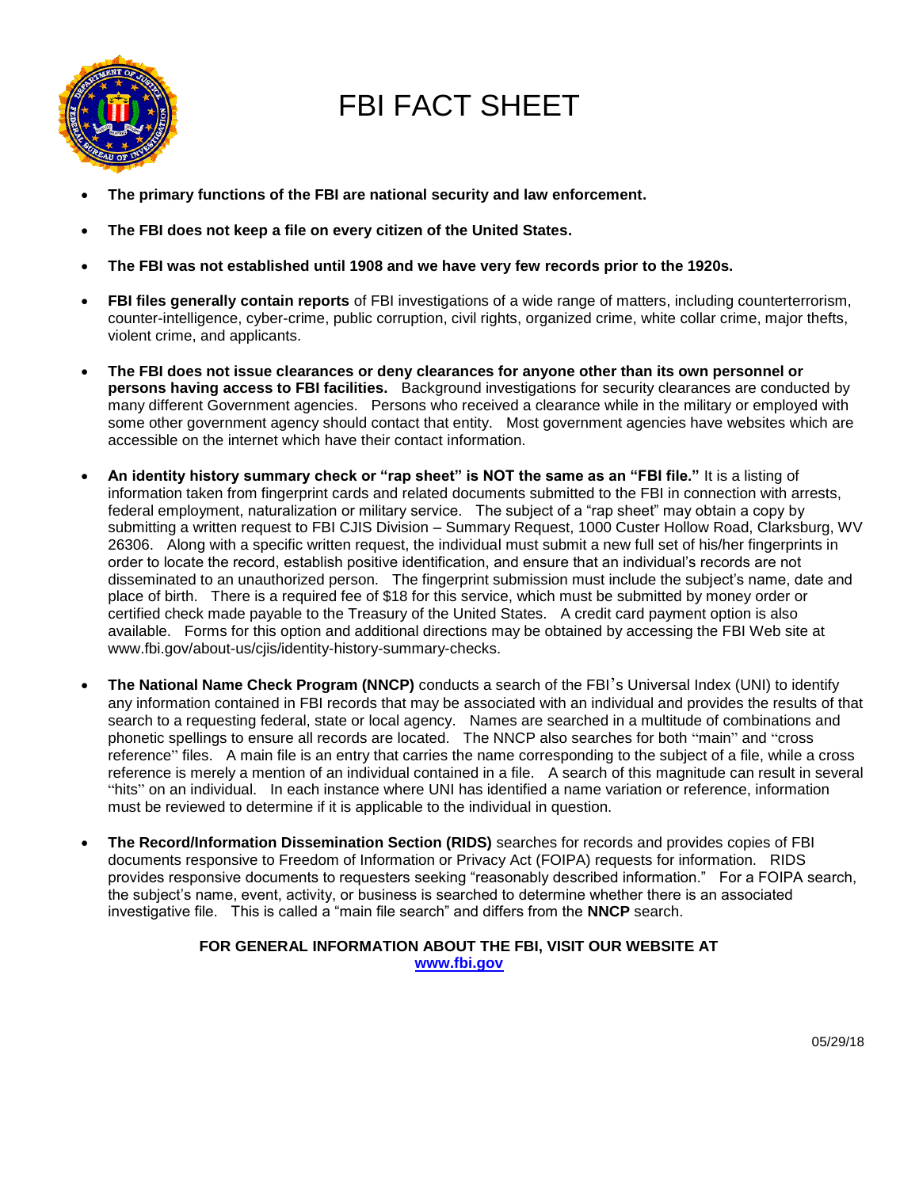# FBI FACT SHEET

- **The primary functions of the FBI are national security and law enforcement.**
- **The FBI does not keep a file on every citizen of the United States.**
- **The FBI was not established until 1908 and we have very few records prior to the 1920s.**
- **FBI files generally contain reports** of FBI investigations of a wide range of matters, including counterterrorism, counter-intelligence, cyber-crime, public corruption, civil rights, organized crime, white collar crime, major thefts, violent crime, and applicants.
- **The FBI does not issue clearances or deny clearances for anyone other than its own personnel or persons having access to FBI facilities.** Background investigations for security clearances are conducted by many different Government agencies. Persons who received a clearance while in the military or employed with some other government agency should contact that entity. Most government agencies have websites which are accessible on the internet which have their contact information.
- **An identity history summary check or "rap sheet" is NOT the same as an "FBI file."** It is a listing of information taken from fingerprint cards and related documents submitted to the FBI in connection with arrests, federal employment, naturalization or military service. The subject of a "rap sheet" may obtain a copy by submitting a written request to FBI CJIS Division – Summary Request, 1000 Custer Hollow Road, Clarksburg, WV 26306. Along with a specific written request, the individual must submit a new full set of his/her fingerprints in order to locate the record, establish positive identification, and ensure that an individual's records are not disseminated to an unauthorized person. The fingerprint submission must include the subject's name, date and place of birth. There is a required fee of $18 for this service, which must be submitted by money order or certified check made payable to the Treasury of the United States. A credit card payment option is also available. Forms for this option and additional directions may be obtained by accessing the FBI Web site at www.fbi.gov/about-us/cjis/identity-history-summary-checks.
- **The National Name Check Program (NNCP)** conducts a search of the FBI's Universal Index (UNI) to identify any information contained in FBI records that may be associated with an individual and provides the results of that search to a requesting federal, state or local agency. Names are searched in a multitude of combinations and phonetic spellings to ensure all records are located. The NNCP also searches for both "main" and "cross reference" files. A main file is an entry that carries the name corresponding to the subject of a file, while a cross reference is merely a mention of an individual contained in a file. A search of this magnitude can result in several "hits" on an individual. In each instance where UNI has identified a name variation or reference, information must be reviewed to determine if it is applicable to the individual in question.
- **The Record/Information Dissemination Section (RIDS)** searches for records and provides copies of FBI documents responsive to Freedom of Information or Privacy Act (FOIPA) requests for information. RIDS provides responsive documents to requesters seeking "reasonably described information." For a FOIPA search, the subject's name, event, activity, or business is searched to determine whether there is an associated investigative file. This is called a "main file search" and differs from the **NNCP** search.

**FOR GENERAL INFORMATION ABOUT THE FBI, VISIT OUR WEBSITE AT [www.fbi.gov](http://www.fbi.gov)**

05/29/18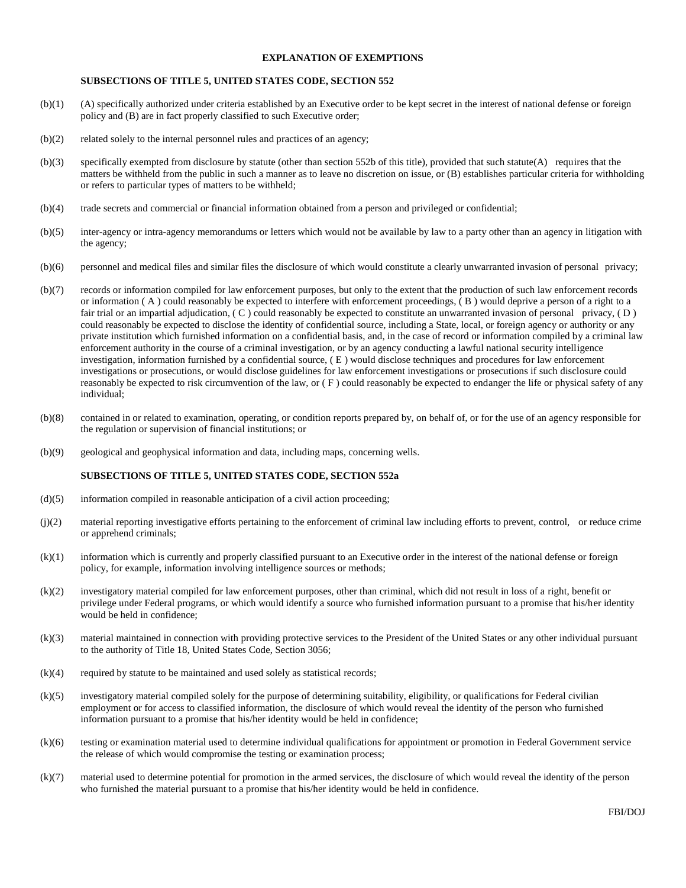## EXPLANATION OF EXEMPTIONS

### SUBSECTIONS OF TITLE 5, UNITED STATES CODE, SECTION 552

(b)(1) (A) specifically authorized under criteria established by an Executive order to be kept secret in the interest of national defense or foreign policy and (B) are in fact properly classified to such Executive order;

(b)(2) related solely to the internal personnel rules and practices of an agency;

(b)(3) specifically exempted from disclosure by statute (other than section 552b of this title), provided that such statute(A) requires that the matters be withheld from the public in such a manner as to leave no discretion on issue, or (B) establishes particular criteria for withholding or refers to particular types of matters to be withheld;

(b)(4) trade secrets and commercial or financial information obtained from a person and privileged or confidential;

(b)(5) inter-agency or intra-agency memorandums or letters which would not be available by law to a party other than an agency in litigation with the agency;

(b)(6) personnel and medical files and similar files the disclosure of which would constitute a clearly unwarranted invasion of personal privacy;

(b)(7) records or information compiled for law enforcement purposes, but only to the extent that the production of such law enforcement records or information ( A ) could reasonably be expected to interfere with enforcement proceedings, ( B ) would deprive a person of a right to a fair trial or an impartial adjudication, ( C ) could reasonably be expected to constitute an unwarranted invasion of personal privacy, ( D ) could reasonably be expected to disclose the identity of confidential source, including a State, local, or foreign agency or authority or any private institution which furnished information on a confidential basis, and, in the case of record or information compiled by a criminal law enforcement authority in the course of a criminal investigation, or by an agency conducting a lawful national security intelligence investigation, information furnished by a confidential source, ( E ) would disclose techniques and procedures for law enforcement investigations or prosecutions, or would disclose guidelines for law enforcement investigations or prosecutions if such disclosure could reasonably be expected to risk circumvention of the law, or ( F ) could reasonably be expected to endanger the life or physical safety of any individual;

(b)(8) contained in or related to examination, operating, or condition reports prepared by, on behalf of, or for the use of an agency responsible for the regulation or supervision of financial institutions; or

(b)(9) geological and geophysical information and data, including maps, concerning wells.

### SUBSECTIONS OF TITLE 5, UNITED STATES CODE, SECTION 552a

(d)(5) information compiled in reasonable anticipation of a civil action proceeding;

(j)(2) material reporting investigative efforts pertaining to the enforcement of criminal law including efforts to prevent, control, or reduce crime or apprehend criminals;

(k)(1) information which is currently and properly classified pursuant to an Executive order in the interest of the national defense or foreign policy, for example, information involving intelligence sources or methods;

(k)(2) investigatory material compiled for law enforcement purposes, other than criminal, which did not result in loss of a right, benefit or privilege under Federal programs, or which would identify a source who furnished information pursuant to a promise that his/her identity would be held in confidence;

(k)(3) material maintained in connection with providing protective services to the President of the United States or any other individual pursuant to the authority of Title 18, United States Code, Section 3056;

(k)(4) required by statute to be maintained and used solely as statistical records;

(k)(5) investigatory material compiled solely for the purpose of determining suitability, eligibility, or qualifications for Federal civilian employment or for access to classified information, the disclosure of which would reveal the identity of the person who furnished information pursuant to a promise that his/her identity would be held in confidence;

(k)(6) testing or examination material used to determine individual qualifications for appointment or promotion in Federal Government service the release of which would compromise the testing or examination process;

(k)(7) material used to determine potential for promotion in the armed services, the disclosure of which would reveal the identity of the person who furnished the material pursuant to a promise that his/her identity would be held in confidence.

FBI/DOJ